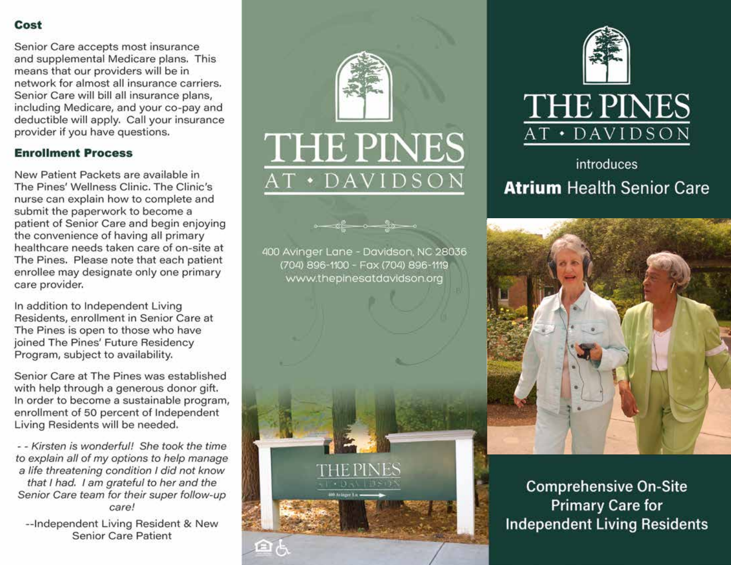## Cost

Senior Care accepts most insurance and supplemental Medicare plans. This means that our providers will be in network for almost all insurance carriers. Senior Care will bill all insurance plans, including Medicare, and your co-pay and deductible will apply. Call your insurance provider if you have questions.

## Enrollment Process

New Patient Packets are available in The Pines' Wellness Clinic. The Clinic's nurse can explain how to complete and submit the paperwork to become a patient of Senior Care and begin enjoying the convenience of having all primary healthcare needs taken care of on-site at The Pines. Please note that each patient enrollee may designate only one primary care provider.

In addition to Independent Living Residents, enrollment in Senior Care at The Pines is open to those who have joined The Pines' Future Residency Program, subject to availability.

Senior Care at The Pines was established with help through a generous donor gift. In order to become a sustainable program, enrollment of 50 percent of Independent Living Residents will be needed.

*- - Kirsten is wonderful! She took the time to explain all of my options to help manage a life threatening condition I did not know that I had. I am grateful to her and the Senior Care team for their super follow-up care!*

--Independent Living Resident & New Senior Care Patient

# THE PINES AT • DAVIDSON

400 Avinger Lane - Davidson, NC 28036
(704) 896-1100 - Fax (704) 896-1119
www.thepinesatdavidson.org

# THE PINES AT • DAVIDSON

introduces

## **Atrium** Health Senior Care

## Comprehensive On-Site Primary Care for Independent Living Residents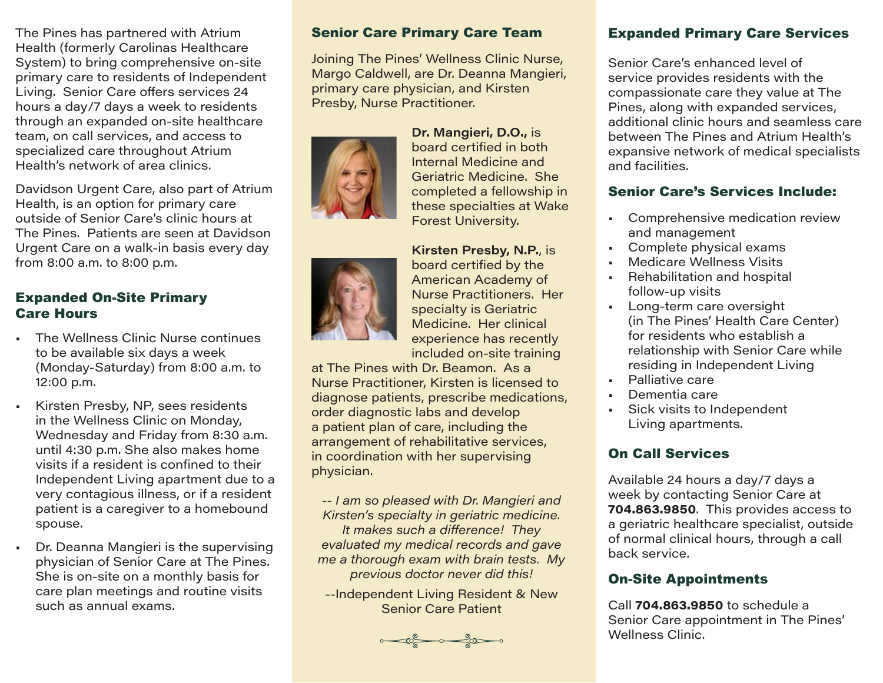The Pines has partnered with Atrium Health (formerly Carolinas Healthcare System) to bring comprehensive on-site primary care to residents of Independent Living. Senior Care offers services 24 hours a day/7 days a week to residents through an expanded on-site healthcare team, on call services, and access to specialized care throughout Atrium Health's network of area clinics.

Davidson Urgent Care, also part of Atrium Health, is an option for primary care outside of Senior Care's clinic hours at The Pines. Patients are seen at Davidson Urgent Care on a walk-in basis every day from 8:00 a.m. to 8:00 p.m.

## Expanded On-Site Primary Care Hours

- The Wellness Clinic Nurse continues to be available six days a week (Monday-Saturday) from 8:00 a.m. to 12:00 p.m.
- Kirsten Presby, NP, sees residents in the Wellness Clinic on Monday, Wednesday and Friday from 8:30 a.m. until 4:30 p.m. She also makes home visits if a resident is confined to their Independent Living apartment due to a very contagious illness, or if a resident patient is a caregiver to a homebound spouse.
- Dr. Deanna Mangieri is the supervising physician of Senior Care at The Pines. She is on-site on a monthly basis for care plan meetings and routine visits such as annual exams.

## Senior Care Primary Care Team

Joining The Pines' Wellness Clinic Nurse, Margo Caldwell, are Dr. Deanna Mangieri, primary care physician, and Kirsten Presby, Nurse Practitioner.

**Dr. Mangieri, D.O.,** is board certified in both Internal Medicine and Geriatric Medicine. She completed a fellowship in these specialties at Wake Forest University.

**Kirsten Presby, N.P.**, is board certified by the American Academy of Nurse Practitioners. Her specialty is Geriatric Medicine. Her clinical experience has recently included on-site training at The Pines with Dr. Beamon. As a Nurse Practitioner, Kirsten is licensed to diagnose patients, prescribe medications, order diagnostic labs and develop a patient plan of care, including the arrangement of rehabilitative services, in coordination with her supervising physician.

*-- I am so pleased with Dr. Mangieri and Kirsten's specialty in geriatric medicine. It makes such a difference! They evaluated my medical records and gave me a thorough exam with brain tests. My previous doctor never did this!*

--Independent Living Resident & New Senior Care Patient

## Expanded Primary Care Services

Senior Care's enhanced level of service provides residents with the compassionate care they value at The Pines, along with expanded services, additional clinic hours and seamless care between The Pines and Atrium Health's expansive network of medical specialists and facilities.

## Senior Care's Services Include:

- Comprehensive medication review and management
- Complete physical exams
- Medicare Wellness Visits
- Rehabilitation and hospital follow-up visits
- Long-term care oversight (in The Pines' Health Care Center) for residents who establish a relationship with Senior Care while residing in Independent Living
- Palliative care
- Dementia care
- Sick visits to Independent Living apartments.

## On Call Services

Available 24 hours a day/7 days a week by contacting Senior Care at **704.863.9850**. This provides access to a geriatric healthcare specialist, outside of normal clinical hours, through a call back service.

## On-Site Appointments

Call **704.863.9850** to schedule a Senior Care appointment in The Pines' Wellness Clinic.